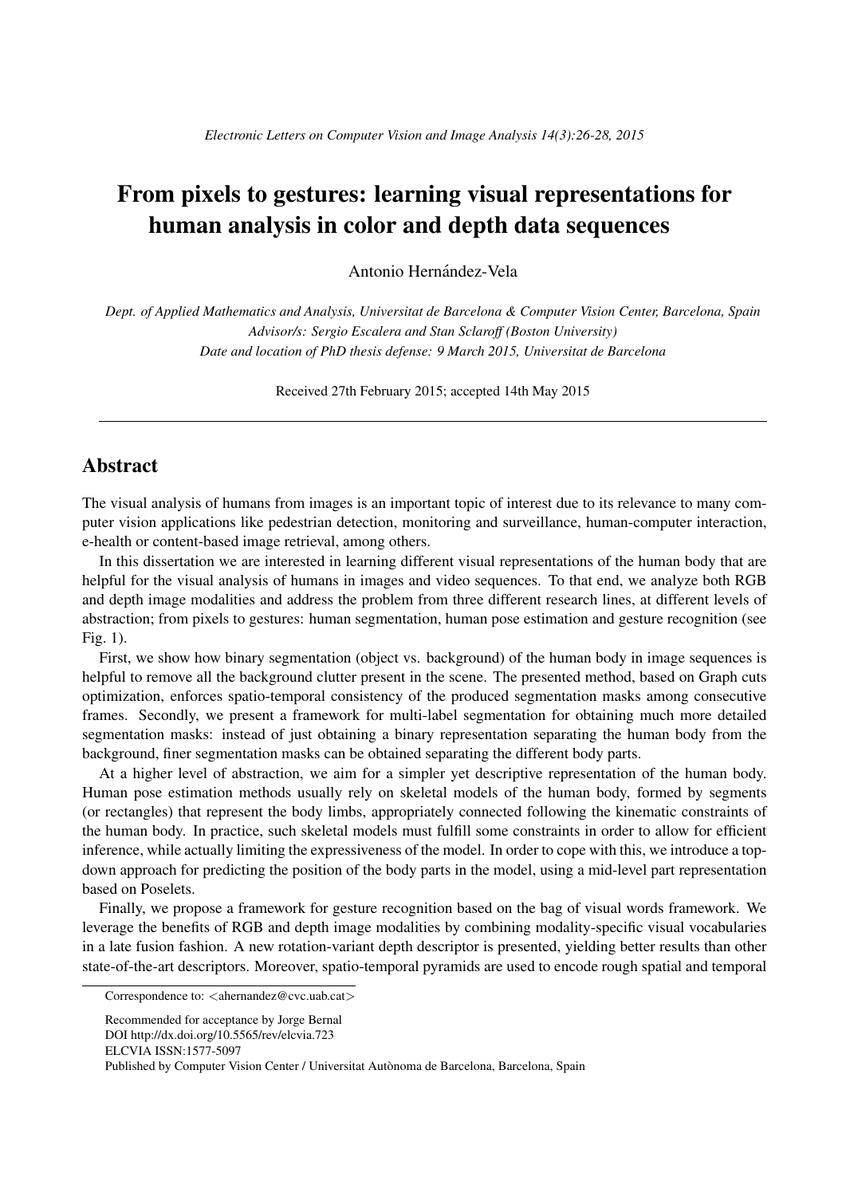# From pixels to gestures: learning visual representations for human analysis in color and depth data sequences

Antonio Hernández-Vela

*Dept. of Applied Mathematics and Analysis, Universitat de Barcelona & Computer Vision Center, Barcelona, Spain*
*Advisor/s: Sergio Escalera and Stan Sclaroff (Boston University)*
*Date and location of PhD thesis defense: 9 March 2015, Universitat de Barcelona*

Received 27th February 2015; accepted 14th May 2015

---

## Abstract

The visual analysis of humans from images is an important topic of interest due to its relevance to many computer vision applications like pedestrian detection, monitoring and surveillance, human-computer interaction, e-health or content-based image retrieval, among others.

In this dissertation we are interested in learning different visual representations of the human body that are helpful for the visual analysis of humans in images and video sequences. To that end, we analyze both RGB and depth image modalities and address the problem from three different research lines, at different levels of abstraction; from pixels to gestures: human segmentation, human pose estimation and gesture recognition (see Fig. 1).

First, we show how binary segmentation (object vs. background) of the human body in image sequences is helpful to remove all the background clutter present in the scene. The presented method, based on Graph cuts optimization, enforces spatio-temporal consistency of the produced segmentation masks among consecutive frames. Secondly, we present a framework for multi-label segmentation for obtaining much more detailed segmentation masks: instead of just obtaining a binary representation separating the human body from the background, finer segmentation masks can be obtained separating the different body parts.

At a higher level of abstraction, we aim for a simpler yet descriptive representation of the human body. Human pose estimation methods usually rely on skeletal models of the human body, formed by segments (or rectangles) that represent the body limbs, appropriately connected following the kinematic constraints of the human body. In practice, such skeletal models must fulfill some constraints in order to allow for efficient inference, while actually limiting the expressiveness of the model. In order to cope with this, we introduce a top-down approach for predicting the position of the body parts in the model, using a mid-level part representation based on Poselets.

Finally, we propose a framework for gesture recognition based on the bag of visual words framework. We leverage the benefits of RGB and depth image modalities by combining modality-specific visual vocabularies in a late fusion fashion. A new rotation-variant depth descriptor is presented, yielding better results than other state-of-the-art descriptors. Moreover, spatio-temporal pyramids are used to encode rough spatial and temporal

---

Correspondence to: <ahernandez@cvc.uab.cat>

Recommended for acceptance by Jorge Bernal
DOI http://dx.doi.org/10.5565/rev/elcvia.723
ELCVIA ISSN:1577-5097
Published by Computer Vision Center / Universitat Autònoma de Barcelona, Barcelona, Spain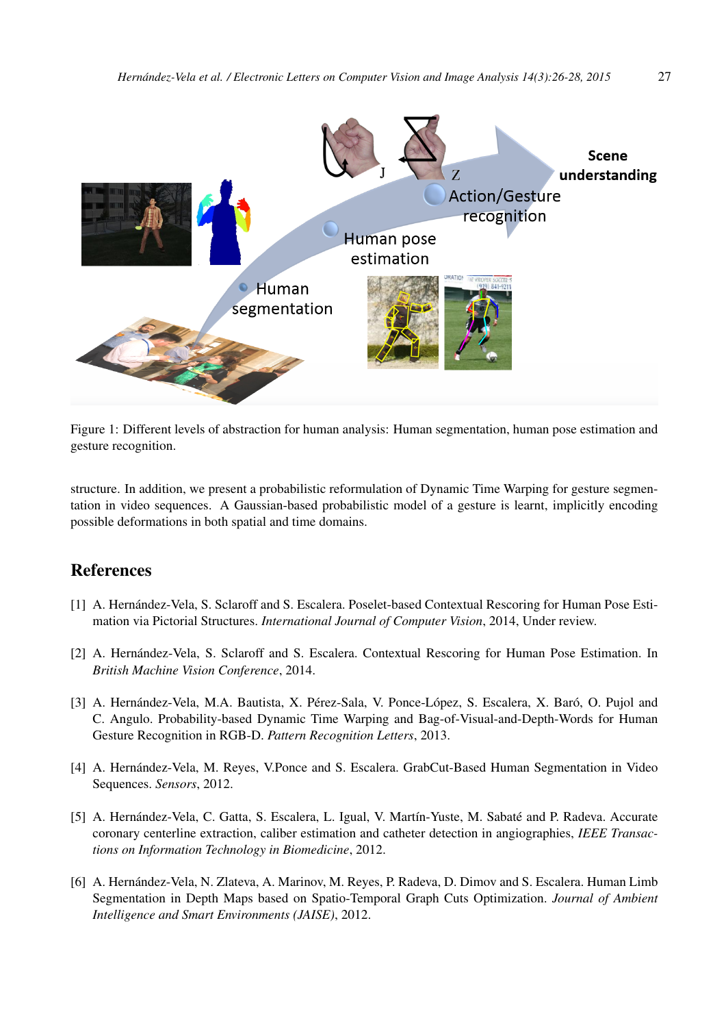Figure 1: Different levels of abstraction for human analysis: Human segmentation, human pose estimation and gesture recognition.

structure. In addition, we present a probabilistic reformulation of Dynamic Time Warping for gesture segmentation in video sequences. A Gaussian-based probabilistic model of a gesture is learnt, implicitly encoding possible deformations in both spatial and time domains.

## References

[1] A. Hernández-Vela, S. Sclaroff and S. Escalera. Poselet-based Contextual Rescoring for Human Pose Estimation via Pictorial Structures. *International Journal of Computer Vision*, 2014, Under review.

[2] A. Hernández-Vela, S. Sclaroff and S. Escalera. Contextual Rescoring for Human Pose Estimation. In *British Machine Vision Conference*, 2014.

[3] A. Hernández-Vela, M.A. Bautista, X. Pérez-Sala, V. Ponce-López, S. Escalera, X. Baró, O. Pujol and C. Angulo. Probability-based Dynamic Time Warping and Bag-of-Visual-and-Depth-Words for Human Gesture Recognition in RGB-D. *Pattern Recognition Letters*, 2013.

[4] A. Hernández-Vela, M. Reyes, V.Ponce and S. Escalera. GrabCut-Based Human Segmentation in Video Sequences. *Sensors*, 2012.

[5] A. Hernández-Vela, C. Gatta, S. Escalera, L. Igual, V. Martín-Yuste, M. Sabaté and P. Radeva. Accurate coronary centerline extraction, caliber estimation and catheter detection in angiographies, *IEEE Transactions on Information Technology in Biomedicine*, 2012.

[6] A. Hernández-Vela, N. Zlateva, A. Marinov, M. Reyes, P. Radeva, D. Dimov and S. Escalera. Human Limb Segmentation in Depth Maps based on Spatio-Temporal Graph Cuts Optimization. *Journal of Ambient Intelligence and Smart Environments (JAISE)*, 2012.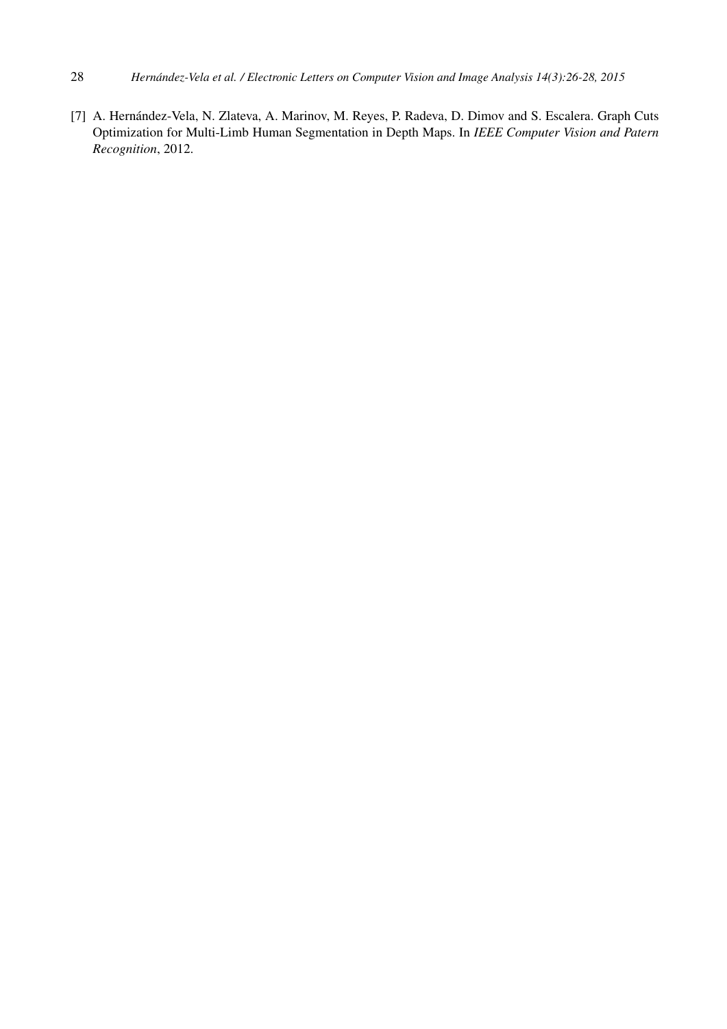[7] A. Hernández-Vela, N. Zlateva, A. Marinov, M. Reyes, P. Radeva, D. Dimov and S. Escalera. Graph Cuts Optimization for Multi-Limb Human Segmentation in Depth Maps. In *IEEE Computer Vision and Patern Recognition*, 2012.